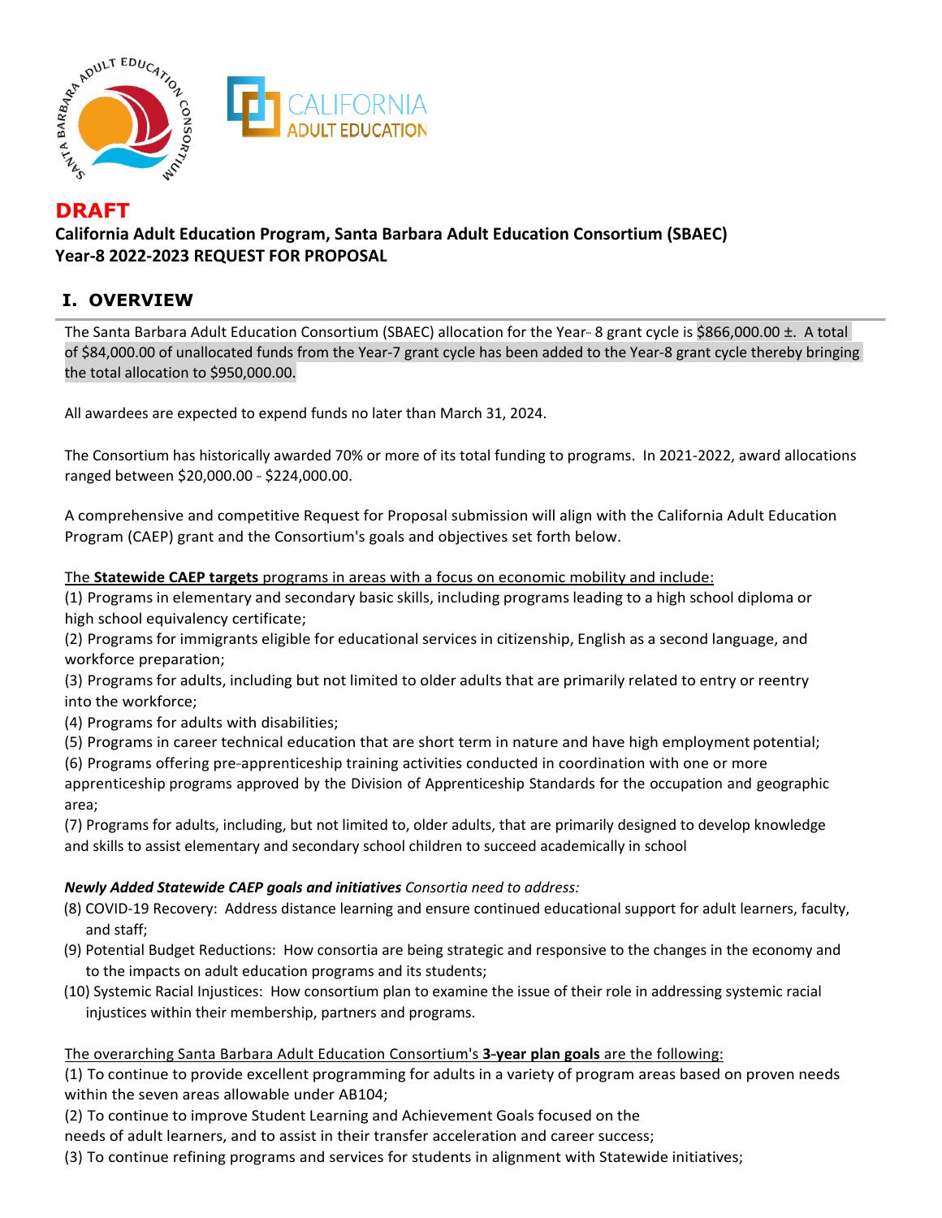**DRAFT**

**California Adult Education Program, Santa Barbara Adult Education Consortium (SBAEC)**
**Year-8 2022-2023 REQUEST FOR PROPOSAL**

## I. OVERVIEW

The Santa Barbara Adult Education Consortium (SBAEC) allocation for the Year- 8 grant cycle is $866,000.00 ±. A total of $84,000.00 of unallocated funds from the Year-7 grant cycle has been added to the Year-8 grant cycle thereby bringing the total allocation to $950,000.00.

All awardees are expected to expend funds no later than March 31, 2024.

The Consortium has historically awarded 70% or more of its total funding to programs. In 2021-2022, award allocations ranged between $20,000.00 - $224,000.00.

A comprehensive and competitive Request for Proposal submission will align with the California Adult Education Program (CAEP) grant and the Consortium's goals and objectives set forth below.

The **Statewide CAEP targets** programs in areas with a focus on economic mobility and include:

(1) Programs in elementary and secondary basic skills, including programs leading to a high school diploma or high school equivalency certificate;
(2) Programs for immigrants eligible for educational services in citizenship, English as a second language, and workforce preparation;
(3) Programs for adults, including but not limited to older adults that are primarily related to entry or reentry into the workforce;
(4) Programs for adults with disabilities;
(5) Programs in career technical education that are short term in nature and have high employment potential;
(6) Programs offering pre-apprenticeship training activities conducted in coordination with one or more apprenticeship programs approved by the Division of Apprenticeship Standards for the occupation and geographic area;
(7) Programs for adults, including, but not limited to, older adults, that are primarily designed to develop knowledge and skills to assist elementary and secondary school children to succeed academically in school

***Newly Added Statewide CAEP goals and initiatives*** *Consortia need to address:*

(8) COVID-19 Recovery: Address distance learning and ensure continued educational support for adult learners, faculty, and staff;
(9) Potential Budget Reductions: How consortia are being strategic and responsive to the changes in the economy and to the impacts on adult education programs and its students;
(10) Systemic Racial Injustices: How consortium plan to examine the issue of their role in addressing systemic racial injustices within their membership, partners and programs.

The overarching Santa Barbara Adult Education Consortium's **3-year plan goals** are the following:

(1) To continue to provide excellent programming for adults in a variety of program areas based on proven needs within the seven areas allowable under AB104;
(2) To continue to improve Student Learning and Achievement Goals focused on the needs of adult learners, and to assist in their transfer acceleration and career success;
(3) To continue refining programs and services for students in alignment with Statewide initiatives;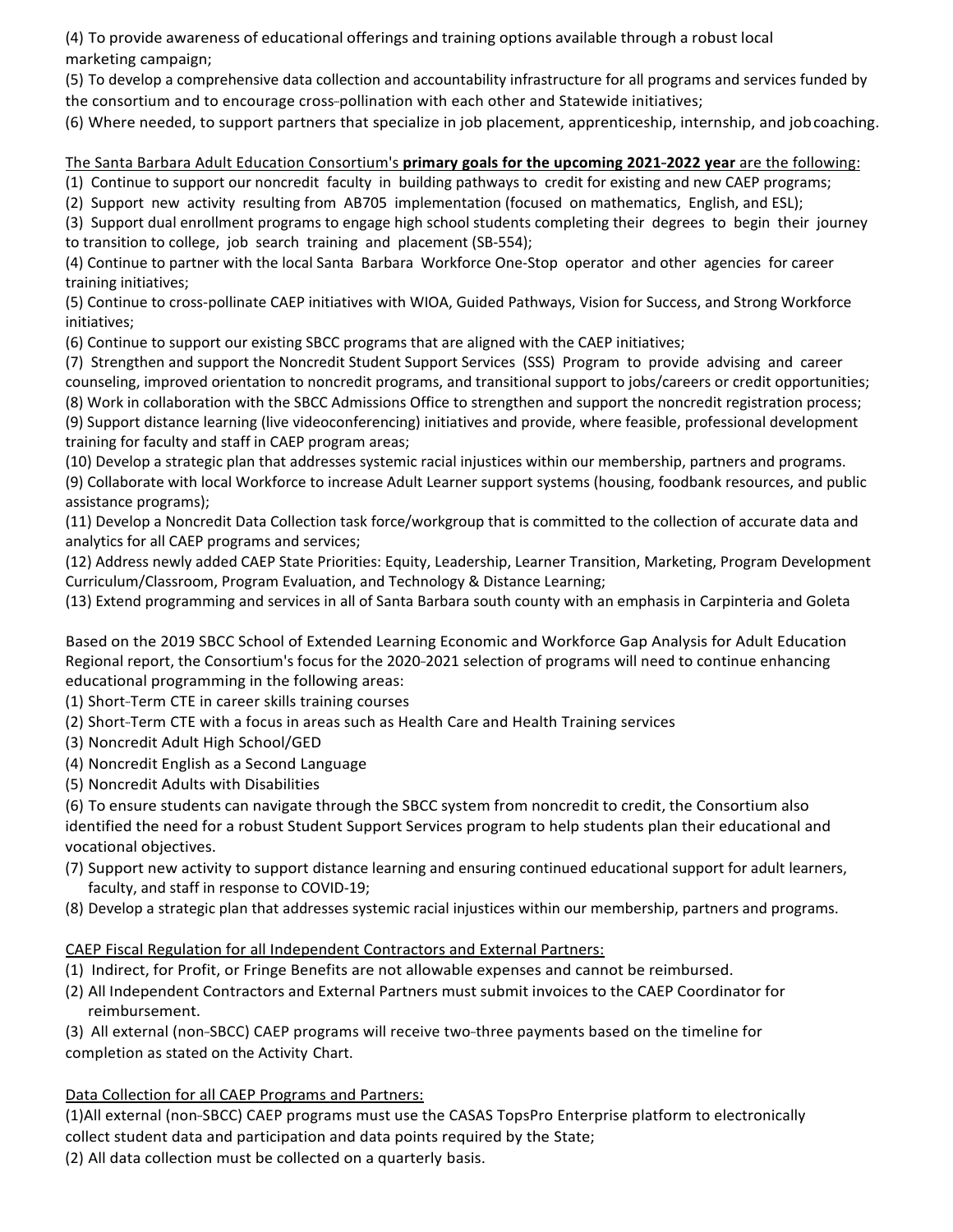(4) To provide awareness of educational offerings and training options available through a robust local marketing campaign;

(5) To develop a comprehensive data collection and accountability infrastructure for all programs and services funded by the consortium and to encourage cross-pollination with each other and Statewide initiatives;

(6) Where needed, to support partners that specialize in job placement, apprenticeship, internship, and job coaching.

<u>The Santa Barbara Adult Education Consortium's **primary goals for the upcoming 2021-2022 year** are the following:</u>

(1) Continue to support our noncredit faculty in building pathways to credit for existing and new CAEP programs;
(2) Support new activity resulting from AB705 implementation (focused on mathematics, English, and ESL);
(3) Support dual enrollment programs to engage high school students completing their degrees to begin their journey to transition to college, job search training and placement (SB-554);
(4) Continue to partner with the local Santa Barbara Workforce One-Stop operator and other agencies for career training initiatives;
(5) Continue to cross-pollinate CAEP initiatives with WIOA, Guided Pathways, Vision for Success, and Strong Workforce initiatives;
(6) Continue to support our existing SBCC programs that are aligned with the CAEP initiatives;
(7) Strengthen and support the Noncredit Student Support Services (SSS) Program to provide advising and career counseling, improved orientation to noncredit programs, and transitional support to jobs/careers or credit opportunities;
(8) Work in collaboration with the SBCC Admissions Office to strengthen and support the noncredit registration process;
(9) Support distance learning (live videoconferencing) initiatives and provide, where feasible, professional development training for faculty and staff in CAEP program areas;
(10) Develop a strategic plan that addresses systemic racial injustices within our membership, partners and programs.
(9) Collaborate with local Workforce to increase Adult Learner support systems (housing, foodbank resources, and public assistance programs);
(11) Develop a Noncredit Data Collection task force/workgroup that is committed to the collection of accurate data and analytics for all CAEP programs and services;
(12) Address newly added CAEP State Priorities: Equity, Leadership, Learner Transition, Marketing, Program Development Curriculum/Classroom, Program Evaluation, and Technology & Distance Learning;
(13) Extend programming and services in all of Santa Barbara south county with an emphasis in Carpinteria and Goleta

Based on the 2019 SBCC School of Extended Learning Economic and Workforce Gap Analysis for Adult Education Regional report, the Consortium's focus for the 2020-2021 selection of programs will need to continue enhancing educational programming in the following areas:

(1) Short-Term CTE in career skills training courses
(2) Short-Term CTE with a focus in areas such as Health Care and Health Training services
(3) Noncredit Adult High School/GED
(4) Noncredit English as a Second Language
(5) Noncredit Adults with Disabilities
(6) To ensure students can navigate through the SBCC system from noncredit to credit, the Consortium also identified the need for a robust Student Support Services program to help students plan their educational and vocational objectives.
(7) Support new activity to support distance learning and ensuring continued educational support for adult learners, faculty, and staff in response to COVID-19;
(8) Develop a strategic plan that addresses systemic racial injustices within our membership, partners and programs.

<u>CAEP Fiscal Regulation for all Independent Contractors and External Partners:</u>

(1) Indirect, for Profit, or Fringe Benefits are not allowable expenses and cannot be reimbursed.
(2) All Independent Contractors and External Partners must submit invoices to the CAEP Coordinator for reimbursement.
(3) All external (non-SBCC) CAEP programs will receive two-three payments based on the timeline for completion as stated on the Activity Chart.

<u>Data Collection for all CAEP Programs and Partners:</u>

(1)All external (non-SBCC) CAEP programs must use the CASAS TopsPro Enterprise platform to electronically collect student data and participation and data points required by the State;
(2) All data collection must be collected on a quarterly basis.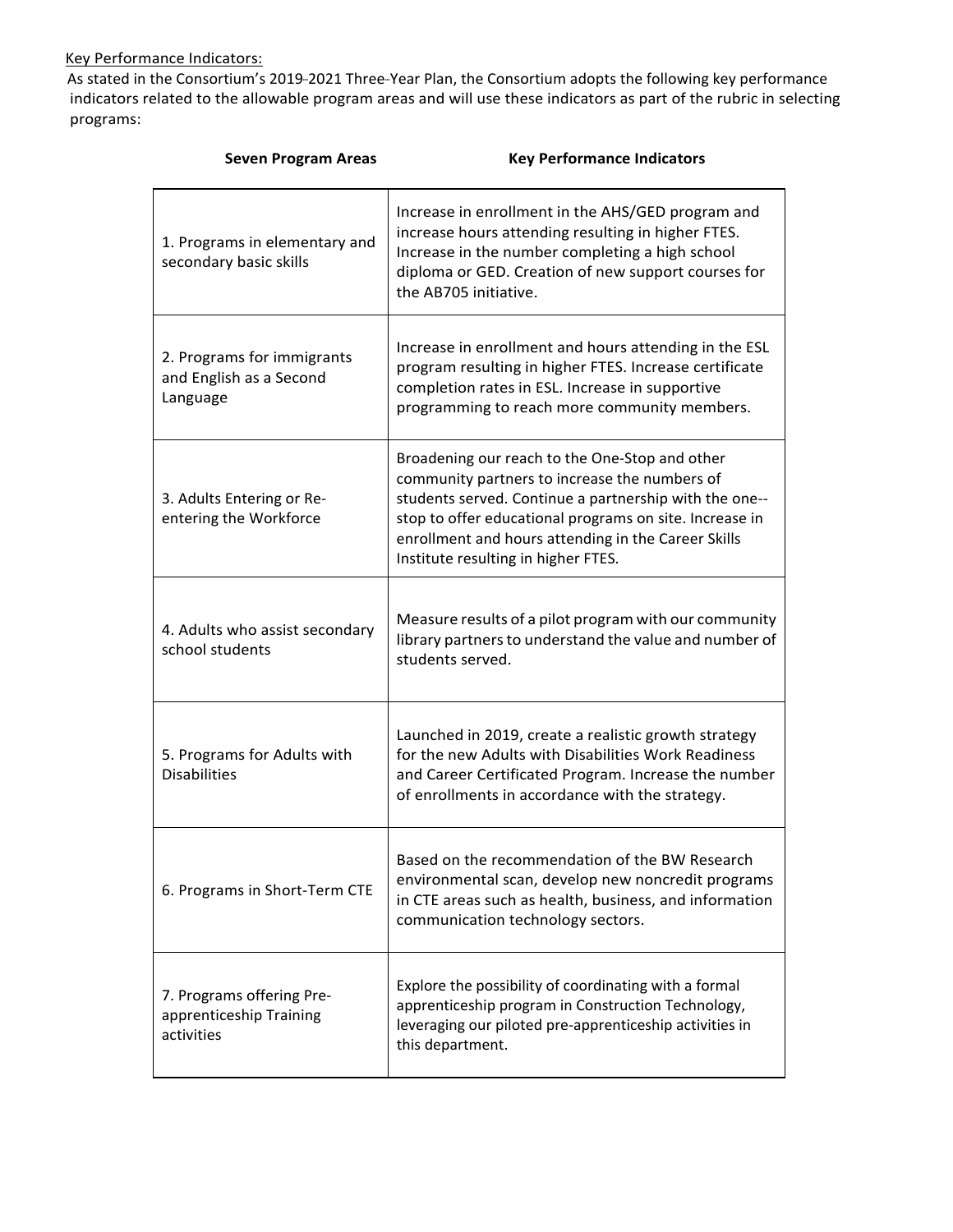Key Performance Indicators:

As stated in the Consortium's 2019-2021 Three-Year Plan, the Consortium adopts the following key performance indicators related to the allowable program areas and will use these indicators as part of the rubric in selecting programs:

| Seven Program Areas | Key Performance Indicators |
|---|---|
| 1. Programs in elementary and secondary basic skills | Increase in enrollment in the AHS/GED program and increase hours attending resulting in higher FTES. Increase in the number completing a high school diploma or GED. Creation of new support courses for the AB705 initiative. |
| 2. Programs for immigrants and English as a Second Language | Increase in enrollment and hours attending in the ESL program resulting in higher FTES. Increase certificate completion rates in ESL. Increase in supportive programming to reach more community members. |
| 3. Adults Entering or Re-entering the Workforce | Broadening our reach to the One-Stop and other community partners to increase the numbers of students served. Continue a partnership with the one--stop to offer educational programs on site. Increase in enrollment and hours attending in the Career Skills Institute resulting in higher FTES. |
| 4. Adults who assist secondary school students | Measure results of a pilot program with our community library partners to understand the value and number of students served. |
| 5. Programs for Adults with Disabilities | Launched in 2019, create a realistic growth strategy for the new Adults with Disabilities Work Readiness and Career Certificated Program. Increase the number of enrollments in accordance with the strategy. |
| 6. Programs in Short-Term CTE | Based on the recommendation of the BW Research environmental scan, develop new noncredit programs in CTE areas such as health, business, and information communication technology sectors. |
| 7. Programs offering Pre-apprenticeship Training activities | Explore the possibility of coordinating with a formal apprenticeship program in Construction Technology, leveraging our piloted pre-apprenticeship activities in this department. |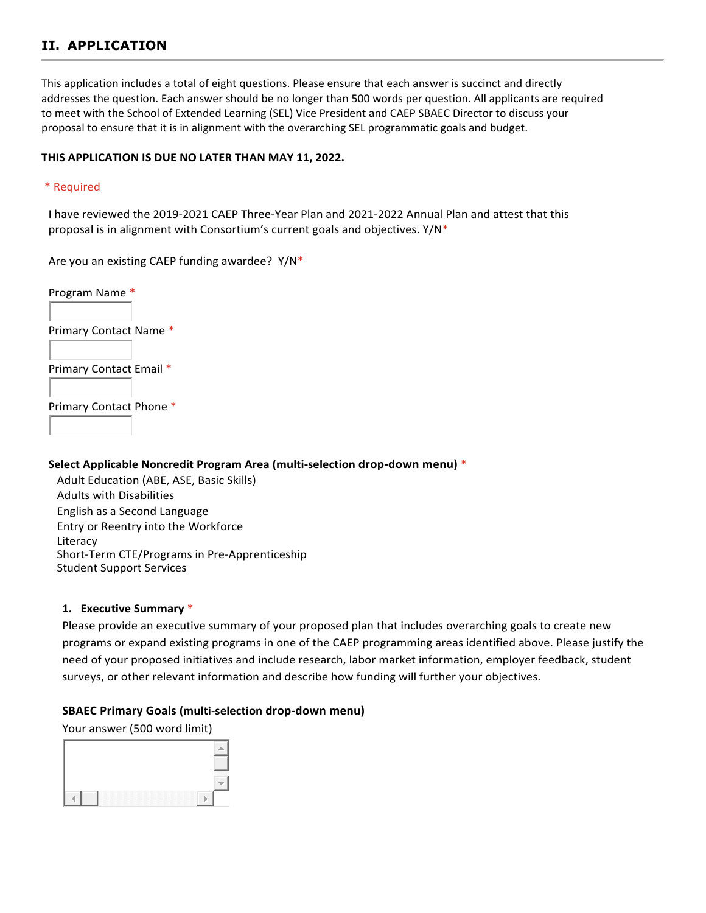## II. APPLICATION

This application includes a total of eight questions. Please ensure that each answer is succinct and directly addresses the question. Each answer should be no longer than 500 words per question. All applicants are required to meet with the School of Extended Learning (SEL) Vice President and CAEP SBAEC Director to discuss your proposal to ensure that it is in alignment with the overarching SEL programmatic goals and budget.

**THIS APPLICATION IS DUE NO LATER THAN MAY 11, 2022.**

\* Required

I have reviewed the 2019-2021 CAEP Three-Year Plan and 2021-2022 Annual Plan and attest that this proposal is in alignment with Consortium's current goals and objectives. Y/N*

Are you an existing CAEP funding awardee? Y/N*

Program Name *

Primary Contact Name *

Primary Contact Email *

Primary Contact Phone *

**Select Applicable Noncredit Program Area (multi-selection drop-down menu)** *

Adult Education (ABE, ASE, Basic Skills)
Adults with Disabilities
English as a Second Language
Entry or Reentry into the Workforce
Literacy
Short-Term CTE/Programs in Pre-Apprenticeship
Student Support Services

1. **Executive Summary** *

Please provide an executive summary of your proposed plan that includes overarching goals to create new programs or expand existing programs in one of the CAEP programming areas identified above. Please justify the need of your proposed initiatives and include research, labor market information, employer feedback, student surveys, or other relevant information and describe how funding will further your objectives.

**SBAEC Primary Goals (multi-selection drop-down menu)**

Your answer (500 word limit)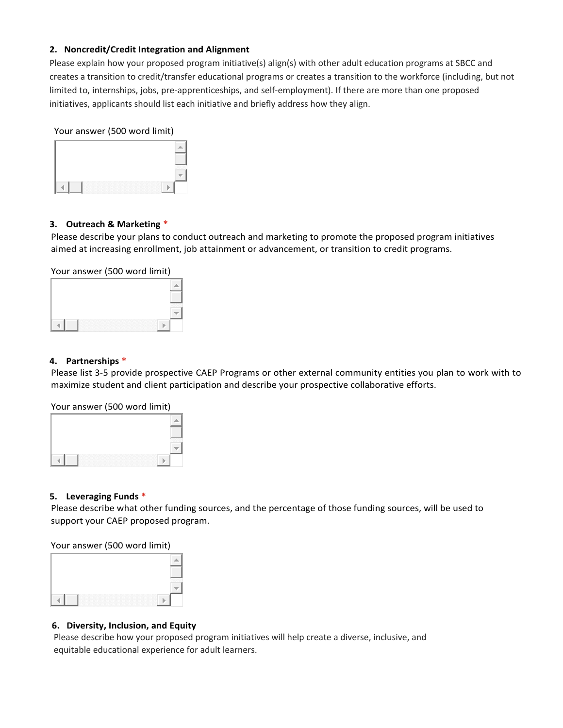**2. Noncredit/Credit Integration and Alignment**

Please explain how your proposed program initiative(s) align(s) with other adult education programs at SBCC and creates a transition to credit/transfer educational programs or creates a transition to the workforce (including, but not limited to, internships, jobs, pre-apprenticeships, and self-employment). If there are more than one proposed initiatives, applicants should list each initiative and briefly address how they align.

Your answer (500 word limit)

**3. Outreach & Marketing** *

Please describe your plans to conduct outreach and marketing to promote the proposed program initiatives aimed at increasing enrollment, job attainment or advancement, or transition to credit programs.

Your answer (500 word limit)

**4. Partnerships** *

Please list 3-5 provide prospective CAEP Programs or other external community entities you plan to work with to maximize student and client participation and describe your prospective collaborative efforts.

Your answer (500 word limit)

**5. Leveraging Funds** *

Please describe what other funding sources, and the percentage of those funding sources, will be used to support your CAEP proposed program.

Your answer (500 word limit)

**6. Diversity, Inclusion, and Equity**

Please describe how your proposed program initiatives will help create a diverse, inclusive, and equitable educational experience for adult learners.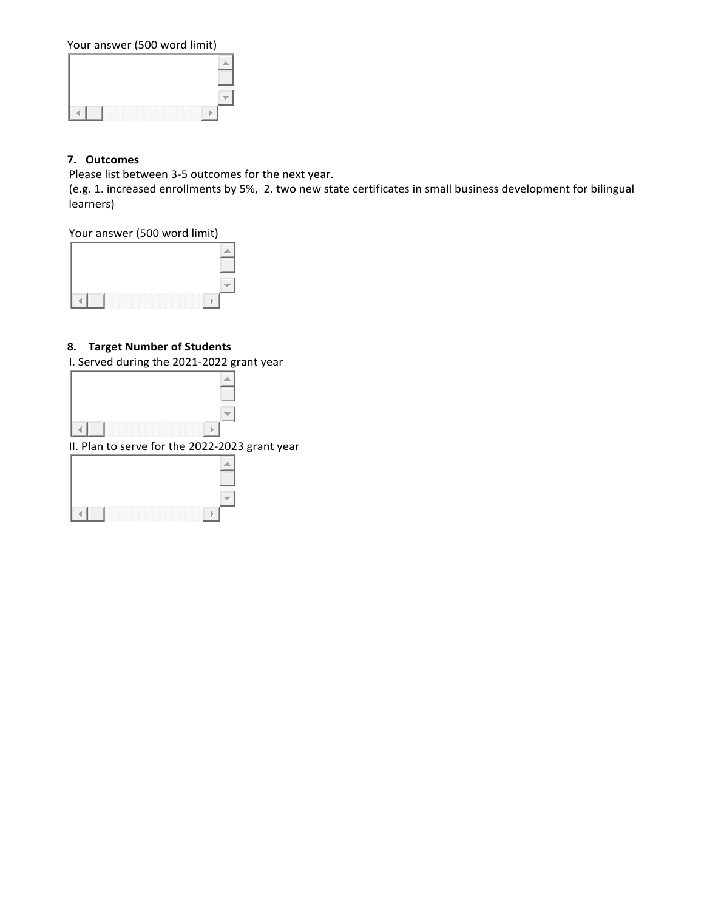Your answer (500 word limit)

**7. Outcomes**

Please list between 3-5 outcomes for the next year.
(e.g. 1. increased enrollments by 5%, 2. two new state certificates in small business development for bilingual learners)

Your answer (500 word limit)

**8. Target Number of Students**

I. Served during the 2021-2022 grant year

II. Plan to serve for the 2022-2023 grant year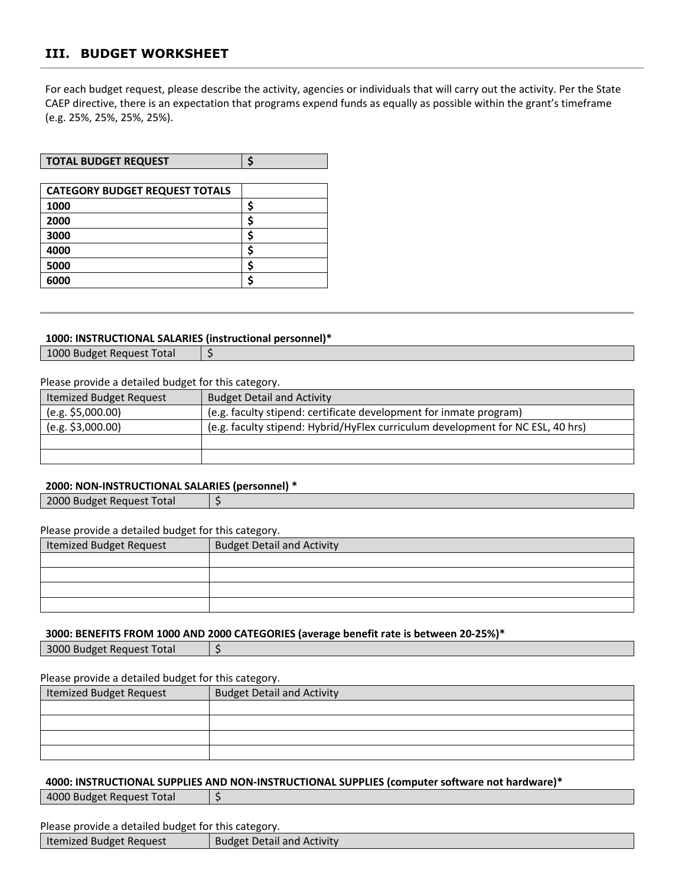## III. BUDGET WORKSHEET

For each budget request, please describe the activity, agencies or individuals that will carry out the activity. Per the State CAEP directive, there is an expectation that programs expend funds as equally as possible within the grant's timeframe (e.g. 25%, 25%, 25%, 25%).

| **TOTAL BUDGET REQUEST** | **$** |
|---|---|

| **CATEGORY BUDGET REQUEST TOTALS** | |
|---|---|
| **1000** | **$** |
| **2000** | **$** |
| **3000** | **$** |
| **4000** | **$** |
| **5000** | **$** |
| **6000** | **$** |

**1000: INSTRUCTIONAL SALARIES (instructional personnel)***

| 1000 Budget Request Total | $ |
|---|---|

Please provide a detailed budget for this category.

| Itemized Budget Request | Budget Detail and Activity |
|---|---|
| (e.g. $5,000.00) | (e.g. faculty stipend: certificate development for inmate program) |
| (e.g. $3,000.00) | (e.g. faculty stipend: Hybrid/HyFlex curriculum development for NC ESL, 40 hrs) |
| | |
| | |

**2000: NON-INSTRUCTIONAL SALARIES (personnel) ***

| 2000 Budget Request Total | $ |
|---|---|

Please provide a detailed budget for this category.

| Itemized Budget Request | Budget Detail and Activity |
|---|---|
| | |
| | |
| | |
| | |

**3000: BENEFITS FROM 1000 AND 2000 CATEGORIES (average benefit rate is between 20-25%)***

| 3000 Budget Request Total | $ |
|---|---|

Please provide a detailed budget for this category.

| Itemized Budget Request | Budget Detail and Activity |
|---|---|
| | |
| | |
| | |
| | |

**4000: INSTRUCTIONAL SUPPLIES AND NON-INSTRUCTIONAL SUPPLIES (computer software not hardware)***

| 4000 Budget Request Total | $ |
|---|---|

Please provide a detailed budget for this category.

| Itemized Budget Request | Budget Detail and Activity |
|---|---|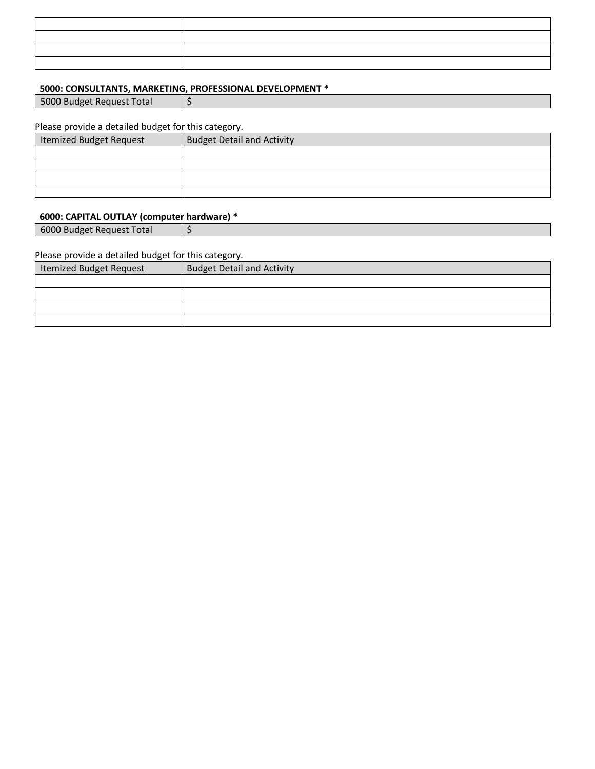| | |
|---|---|
| | |
| | |
| | |
| | |

**5000: CONSULTANTS, MARKETING, PROFESSIONAL DEVELOPMENT ***

| 5000 Budget Request Total | $ |
|---|---|

Please provide a detailed budget for this category.

| Itemized Budget Request | Budget Detail and Activity |
|---|---|
| | |
| | |
| | |
| | |

**6000: CAPITAL OUTLAY (computer hardware) ***

| 6000 Budget Request Total | $ |
|---|---|

Please provide a detailed budget for this category.

| Itemized Budget Request | Budget Detail and Activity |
|---|---|
| | |
| | |
| | |
| | |